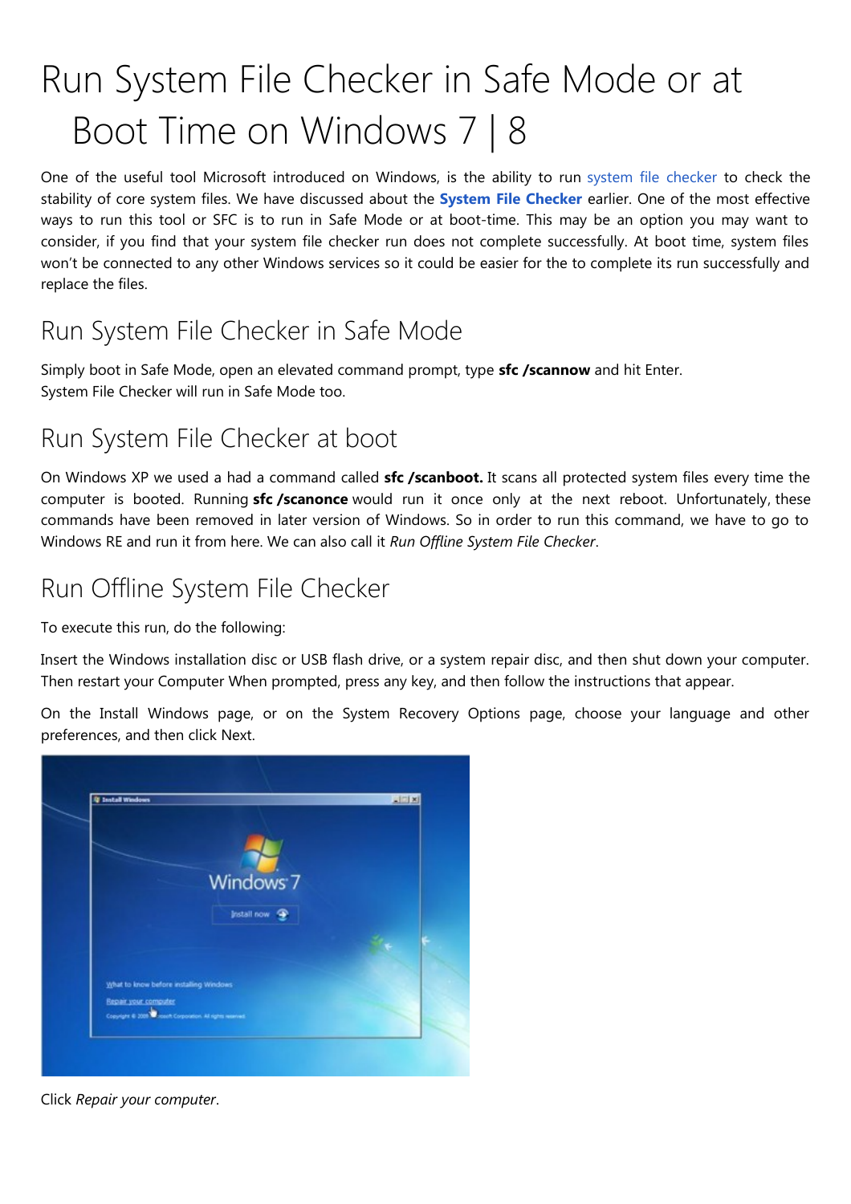# Run System File Checker in Safe Mode or at Boot Time on Windows 7 | 8

One of the useful tool Microsoft introduced on Windows, is the ability to run system file checker to check the stability of core system files. We have discussed about the **System File Checker** earlier. One of the most effective ways to run this tool or SFC is to run in Safe Mode or at boot-time. This may be an option you may want to consider, if you find that your system file checker run does not complete successfully. At boot time, system files won't be connected to any other Windows services so it could be easier for the to complete its run successfully and replace the files.

## Run System File Checker in Safe Mode

Simply boot in Safe Mode, open an elevated command prompt, type **sfc /scannow** and hit Enter.
System File Checker will run in Safe Mode too.

## Run System File Checker at boot

On Windows XP we used a had a command called **sfc /scanboot.** It scans all protected system files every time the computer is booted. Running **sfc /scanonce** would run it once only at the next reboot. Unfortunately, these commands have been removed in later version of Windows. So in order to run this command, we have to go to Windows RE and run it from here. We can also call it *Run Offline System File Checker*.

## Run Offline System File Checker

To execute this run, do the following:

Insert the Windows installation disc or USB flash drive, or a system repair disc, and then shut down your computer. Then restart your Computer When prompted, press any key, and then follow the instructions that appear.

On the Install Windows page, or on the System Recovery Options page, choose your language and other preferences, and then click Next.

Click *Repair your computer*.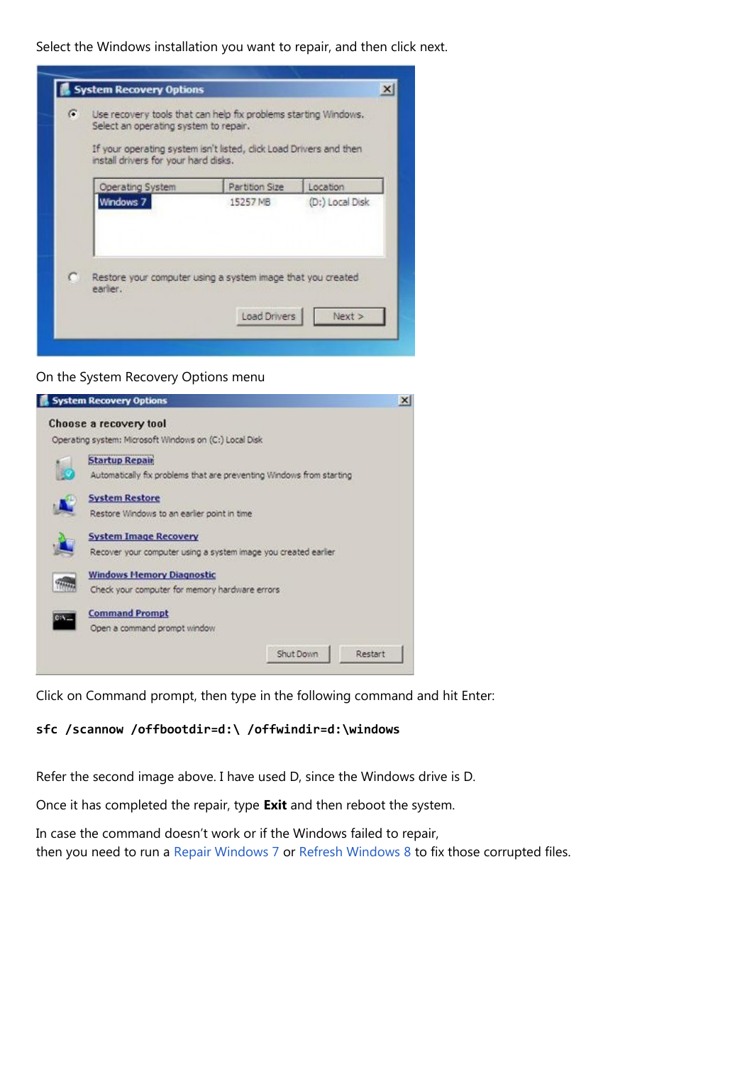Select the Windows installation you want to repair, and then click next.

On the System Recovery Options menu

Click on Command prompt, then type in the following command and hit Enter:

```
sfc /scannow /offbootdir=d:\ /offwindir=d:\windows
```

Refer the second image above. I have used D, since the Windows drive is D.

Once it has completed the repair, type **Exit** and then reboot the system.

In case the command doesn't work or if the Windows failed to repair,
then you need to run a Repair Windows 7 or Refresh Windows 8 to fix those corrupted files.